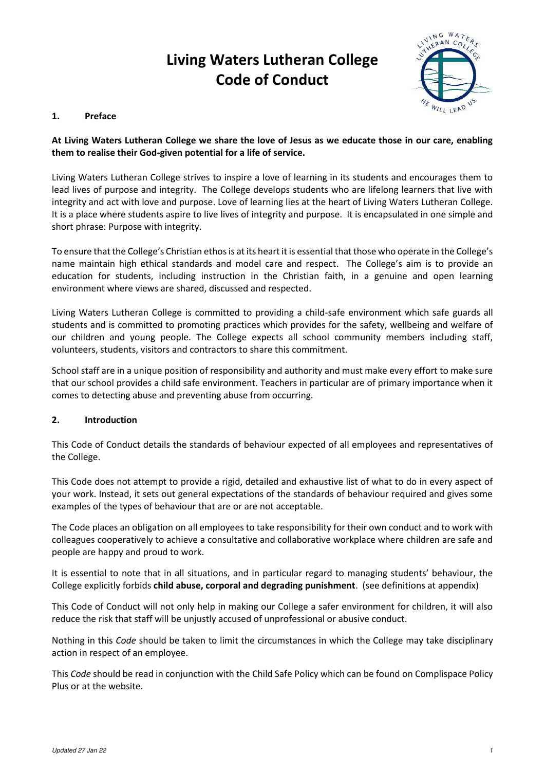# Living Waters Lutheran College Code of Conduct

## 1. Preface

**At Living Waters Lutheran College we share the love of Jesus as we educate those in our care, enabling them to realise their God-given potential for a life of service.**

Living Waters Lutheran College strives to inspire a love of learning in its students and encourages them to lead lives of purpose and integrity. The College develops students who are lifelong learners that live with integrity and act with love and purpose. Love of learning lies at the heart of Living Waters Lutheran College. It is a place where students aspire to live lives of integrity and purpose. It is encapsulated in one simple and short phrase: Purpose with integrity.

To ensure that the College's Christian ethos is at its heart it is essential that those who operate in the College's name maintain high ethical standards and model care and respect. The College's aim is to provide an education for students, including instruction in the Christian faith, in a genuine and open learning environment where views are shared, discussed and respected.

Living Waters Lutheran College is committed to providing a child-safe environment which safe guards all students and is committed to promoting practices which provides for the safety, wellbeing and welfare of our children and young people. The College expects all school community members including staff, volunteers, students, visitors and contractors to share this commitment.

School staff are in a unique position of responsibility and authority and must make every effort to make sure that our school provides a child safe environment. Teachers in particular are of primary importance when it comes to detecting abuse and preventing abuse from occurring.

## 2. Introduction

This Code of Conduct details the standards of behaviour expected of all employees and representatives of the College.

This Code does not attempt to provide a rigid, detailed and exhaustive list of what to do in every aspect of your work. Instead, it sets out general expectations of the standards of behaviour required and gives some examples of the types of behaviour that are or are not acceptable.

The Code places an obligation on all employees to take responsibility for their own conduct and to work with colleagues cooperatively to achieve a consultative and collaborative workplace where children are safe and people are happy and proud to work.

It is essential to note that in all situations, and in particular regard to managing students' behaviour, the College explicitly forbids **child abuse, corporal and degrading punishment**. (see definitions at appendix)

This Code of Conduct will not only help in making our College a safer environment for children, it will also reduce the risk that staff will be unjustly accused of unprofessional or abusive conduct.

Nothing in this *Code* should be taken to limit the circumstances in which the College may take disciplinary action in respect of an employee.

This *Code* should be read in conjunction with the Child Safe Policy which can be found on Complispace Policy Plus or at the website.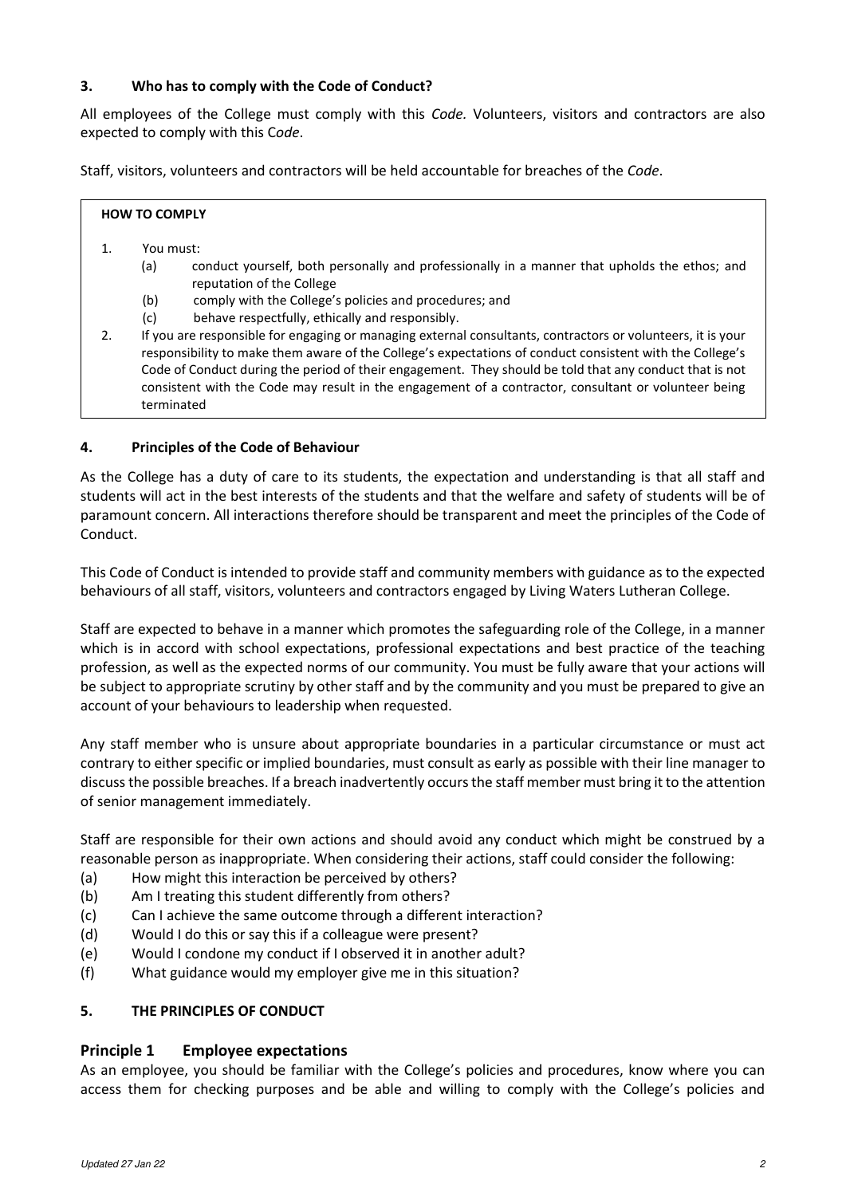### 3. Who has to comply with the Code of Conduct?

All employees of the College must comply with this *Code.* Volunteers, visitors and contractors are also expected to comply with this C*ode*.

Staff, visitors, volunteers and contractors will be held accountable for breaches of the *Code*.

> **HOW TO COMPLY**
>
> 1. You must:
>    (a) conduct yourself, both personally and professionally in a manner that upholds the ethos; and reputation of the College
>    (b) comply with the College's policies and procedures; and
>    (c) behave respectfully, ethically and responsibly.
> 2. If you are responsible for engaging or managing external consultants, contractors or volunteers, it is your responsibility to make them aware of the College's expectations of conduct consistent with the College's Code of Conduct during the period of their engagement. They should be told that any conduct that is not consistent with the Code may result in the engagement of a contractor, consultant or volunteer being terminated

### 4. Principles of the Code of Behaviour

As the College has a duty of care to its students, the expectation and understanding is that all staff and students will act in the best interests of the students and that the welfare and safety of students will be of paramount concern. All interactions therefore should be transparent and meet the principles of the Code of Conduct.

This Code of Conduct is intended to provide staff and community members with guidance as to the expected behaviours of all staff, visitors, volunteers and contractors engaged by Living Waters Lutheran College.

Staff are expected to behave in a manner which promotes the safeguarding role of the College, in a manner which is in accord with school expectations, professional expectations and best practice of the teaching profession, as well as the expected norms of our community. You must be fully aware that your actions will be subject to appropriate scrutiny by other staff and by the community and you must be prepared to give an account of your behaviours to leadership when requested.

Any staff member who is unsure about appropriate boundaries in a particular circumstance or must act contrary to either specific or implied boundaries, must consult as early as possible with their line manager to discuss the possible breaches. If a breach inadvertently occurs the staff member must bring it to the attention of senior management immediately.

Staff are responsible for their own actions and should avoid any conduct which might be construed by a reasonable person as inappropriate. When considering their actions, staff could consider the following:

(a) How might this interaction be perceived by others?
(b) Am I treating this student differently from others?
(c) Can I achieve the same outcome through a different interaction?
(d) Would I do this or say this if a colleague were present?
(e) Would I condone my conduct if I observed it in another adult?
(f) What guidance would my employer give me in this situation?

### 5. THE PRINCIPLES OF CONDUCT

## Principle 1 Employee expectations

As an employee, you should be familiar with the College's policies and procedures, know where you can access them for checking purposes and be able and willing to comply with the College's policies and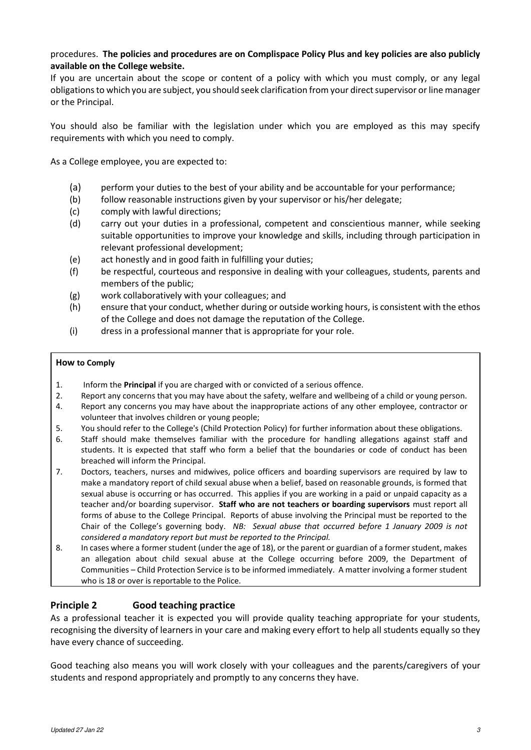procedures. **The policies and procedures are on Complispace Policy Plus and key policies are also publicly available on the College website.**

If you are uncertain about the scope or content of a policy with which you must comply, or any legal obligations to which you are subject, you should seek clarification from your direct supervisor or line manager or the Principal.

You should also be familiar with the legislation under which you are employed as this may specify requirements with which you need to comply.

As a College employee, you are expected to:

(a) perform your duties to the best of your ability and be accountable for your performance;
(b) follow reasonable instructions given by your supervisor or his/her delegate;
(c) comply with lawful directions;
(d) carry out your duties in a professional, competent and conscientious manner, while seeking suitable opportunities to improve your knowledge and skills, including through participation in relevant professional development;
(e) act honestly and in good faith in fulfilling your duties;
(f) be respectful, courteous and responsive in dealing with your colleagues, students, parents and members of the public;
(g) work collaboratively with your colleagues; and
(h) ensure that your conduct, whether during or outside working hours, is consistent with the ethos of the College and does not damage the reputation of the College.
(i) dress in a professional manner that is appropriate for your role.

**How to Comply**

1. Inform the **Principal** if you are charged with or convicted of a serious offence.
2. Report any concerns that you may have about the safety, welfare and wellbeing of a child or young person.
4. Report any concerns you may have about the inappropriate actions of any other employee, contractor or volunteer that involves children or young people;
5. You should refer to the College's (Child Protection Policy) for further information about these obligations.
6. Staff should make themselves familiar with the procedure for handling allegations against staff and students. It is expected that staff who form a belief that the boundaries or code of conduct has been breached will inform the Principal.
7. Doctors, teachers, nurses and midwives, police officers and boarding supervisors are required by law to make a mandatory report of child sexual abuse when a belief, based on reasonable grounds, is formed that sexual abuse is occurring or has occurred. This applies if you are working in a paid or unpaid capacity as a teacher and/or boarding supervisor. **Staff who are not teachers or boarding supervisors** must report all forms of abuse to the College Principal. Reports of abuse involving the Principal must be reported to the Chair of the College's governing body. *NB: Sexual abuse that occurred before 1 January 2009 is not considered a mandatory report but must be reported to the Principal.*
8. In cases where a former student (under the age of 18), or the parent or guardian of a former student, makes an allegation about child sexual abuse at the College occurring before 2009, the Department of Communities – Child Protection Service is to be informed immediately. A matter involving a former student who is 18 or over is reportable to the Police.

## Principle 2 Good teaching practice

As a professional teacher it is expected you will provide quality teaching appropriate for your students, recognising the diversity of learners in your care and making every effort to help all students equally so they have every chance of succeeding.

Good teaching also means you will work closely with your colleagues and the parents/caregivers of your students and respond appropriately and promptly to any concerns they have.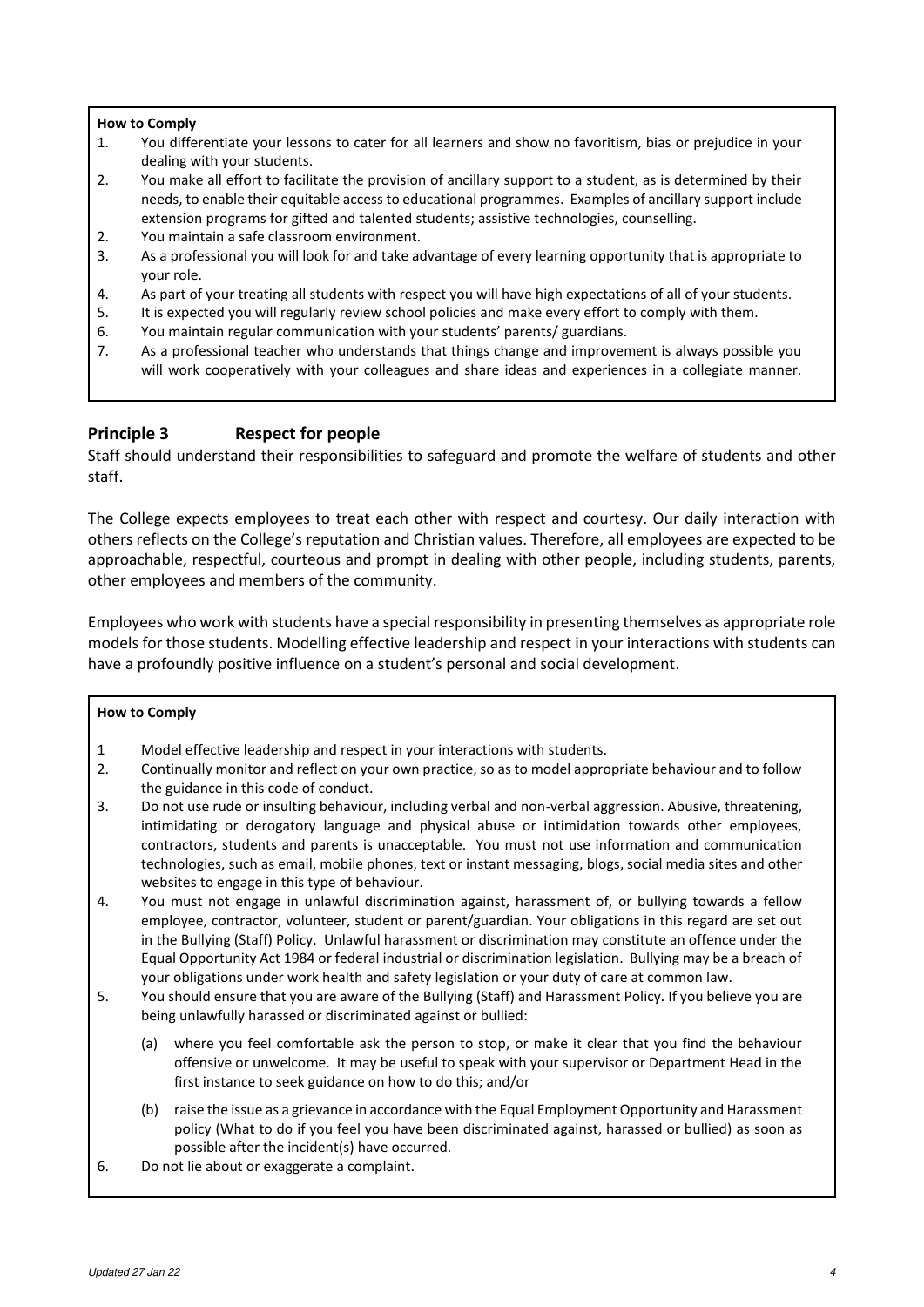**How to Comply**

1. You differentiate your lessons to cater for all learners and show no favoritism, bias or prejudice in your dealing with your students.
2. You make all effort to facilitate the provision of ancillary support to a student, as is determined by their needs, to enable their equitable access to educational programmes. Examples of ancillary support include extension programs for gifted and talented students; assistive technologies, counselling.
2. You maintain a safe classroom environment.
3. As a professional you will look for and take advantage of every learning opportunity that is appropriate to your role.
4. As part of your treating all students with respect you will have high expectations of all of your students.
5. It is expected you will regularly review school policies and make every effort to comply with them.
6. You maintain regular communication with your students' parents/ guardians.
7. As a professional teacher who understands that things change and improvement is always possible you will work cooperatively with your colleagues and share ideas and experiences in a collegiate manner.

## Principle 3 Respect for people

Staff should understand their responsibilities to safeguard and promote the welfare of students and other staff.

The College expects employees to treat each other with respect and courtesy. Our daily interaction with others reflects on the College's reputation and Christian values. Therefore, all employees are expected to be approachable, respectful, courteous and prompt in dealing with other people, including students, parents, other employees and members of the community.

Employees who work with students have a special responsibility in presenting themselves as appropriate role models for those students. Modelling effective leadership and respect in your interactions with students can have a profoundly positive influence on a student's personal and social development.

**How to Comply**

1. Model effective leadership and respect in your interactions with students.
2. Continually monitor and reflect on your own practice, so as to model appropriate behaviour and to follow the guidance in this code of conduct.
3. Do not use rude or insulting behaviour, including verbal and non-verbal aggression. Abusive, threatening, intimidating or derogatory language and physical abuse or intimidation towards other employees, contractors, students and parents is unacceptable. You must not use information and communication technologies, such as email, mobile phones, text or instant messaging, blogs, social media sites and other websites to engage in this type of behaviour.
4. You must not engage in unlawful discrimination against, harassment of, or bullying towards a fellow employee, contractor, volunteer, student or parent/guardian. Your obligations in this regard are set out in the Bullying (Staff) Policy. Unlawful harassment or discrimination may constitute an offence under the Equal Opportunity Act 1984 or federal industrial or discrimination legislation. Bullying may be a breach of your obligations under work health and safety legislation or your duty of care at common law.
5. You should ensure that you are aware of the Bullying (Staff) and Harassment Policy. If you believe you are being unlawfully harassed or discriminated against or bullied:
   - (a) where you feel comfortable ask the person to stop, or make it clear that you find the behaviour offensive or unwelcome. It may be useful to speak with your supervisor or Department Head in the first instance to seek guidance on how to do this; and/or
   - (b) raise the issue as a grievance in accordance with the Equal Employment Opportunity and Harassment policy (What to do if you feel you have been discriminated against, harassed or bullied) as soon as possible after the incident(s) have occurred.
6. Do not lie about or exaggerate a complaint.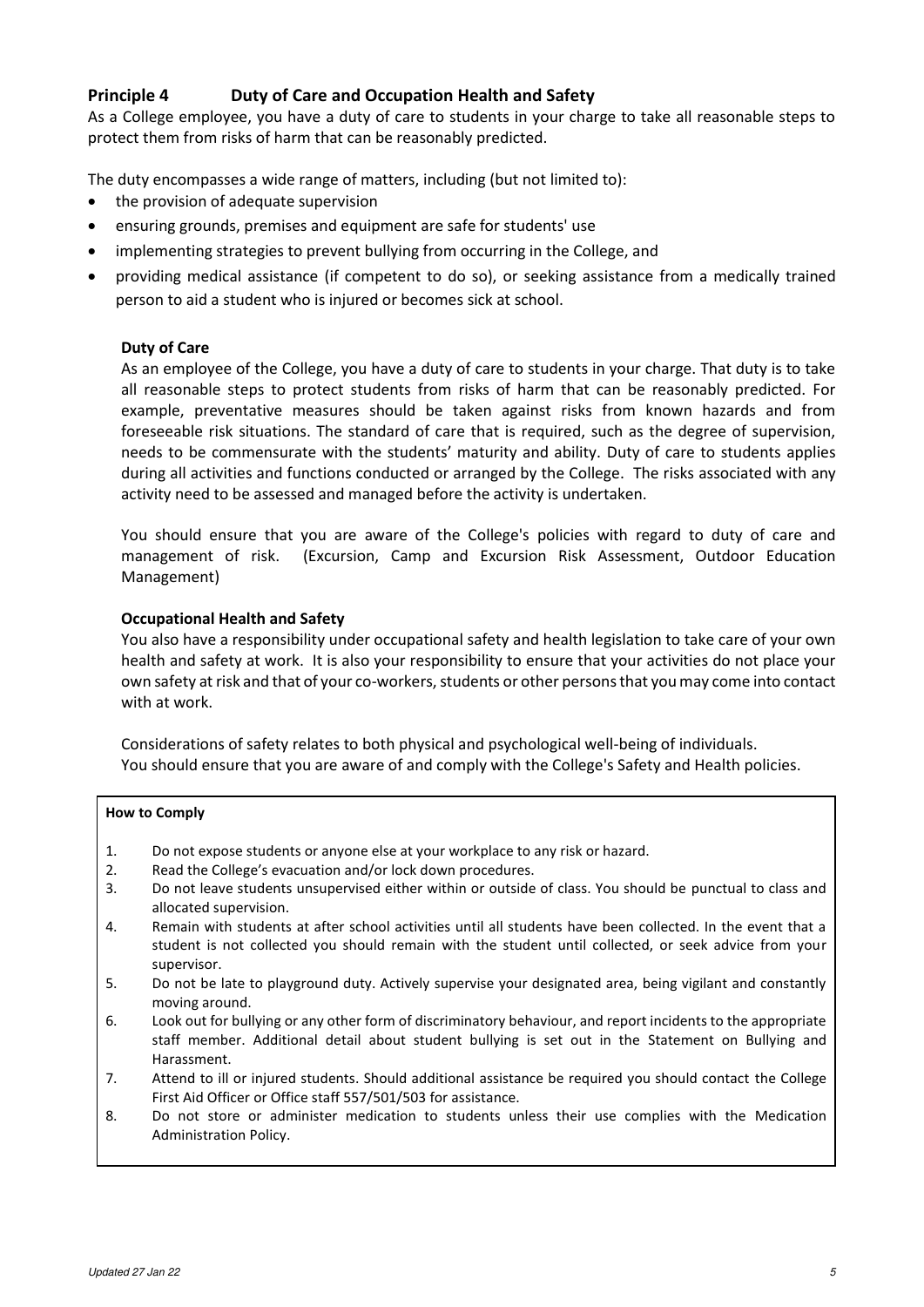## Principle 4 Duty of Care and Occupation Health and Safety

As a College employee, you have a duty of care to students in your charge to take all reasonable steps to protect them from risks of harm that can be reasonably predicted.

The duty encompasses a wide range of matters, including (but not limited to):

- the provision of adequate supervision
- ensuring grounds, premises and equipment are safe for students' use
- implementing strategies to prevent bullying from occurring in the College, and
- providing medical assistance (if competent to do so), or seeking assistance from a medically trained person to aid a student who is injured or becomes sick at school.

### Duty of Care

As an employee of the College, you have a duty of care to students in your charge. That duty is to take all reasonable steps to protect students from risks of harm that can be reasonably predicted. For example, preventative measures should be taken against risks from known hazards and from foreseeable risk situations. The standard of care that is required, such as the degree of supervision, needs to be commensurate with the students' maturity and ability. Duty of care to students applies during all activities and functions conducted or arranged by the College. The risks associated with any activity need to be assessed and managed before the activity is undertaken.

You should ensure that you are aware of the College's policies with regard to duty of care and management of risk. (Excursion, Camp and Excursion Risk Assessment, Outdoor Education Management)

### Occupational Health and Safety

You also have a responsibility under occupational safety and health legislation to take care of your own health and safety at work. It is also your responsibility to ensure that your activities do not place your own safety at risk and that of your co-workers, students or other persons that you may come into contact with at work.

Considerations of safety relates to both physical and psychological well-being of individuals.
You should ensure that you are aware of and comply with the College's Safety and Health policies.

**How to Comply**

1. Do not expose students or anyone else at your workplace to any risk or hazard.
2. Read the College's evacuation and/or lock down procedures.
3. Do not leave students unsupervised either within or outside of class. You should be punctual to class and allocated supervision.
4. Remain with students at after school activities until all students have been collected. In the event that a student is not collected you should remain with the student until collected, or seek advice from your supervisor.
5. Do not be late to playground duty. Actively supervise your designated area, being vigilant and constantly moving around.
6. Look out for bullying or any other form of discriminatory behaviour, and report incidents to the appropriate staff member. Additional detail about student bullying is set out in the Statement on Bullying and Harassment.
7. Attend to ill or injured students. Should additional assistance be required you should contact the College First Aid Officer or Office staff 557/501/503 for assistance.
8. Do not store or administer medication to students unless their use complies with the Medication Administration Policy.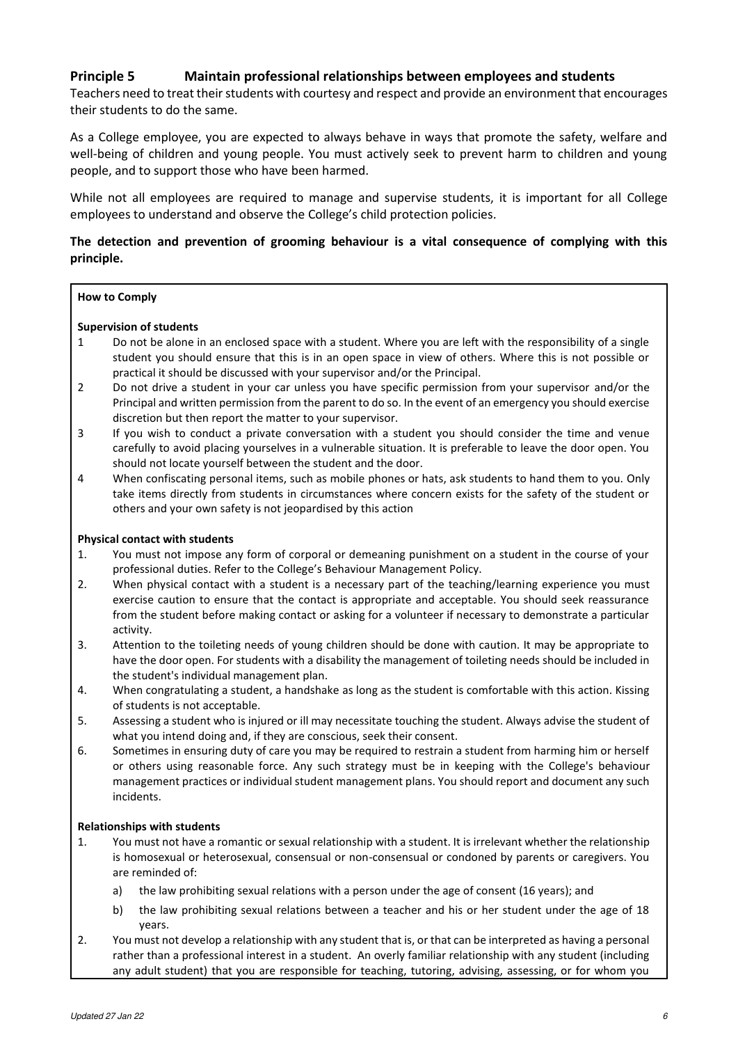## Principle 5 Maintain professional relationships between employees and students

Teachers need to treat their students with courtesy and respect and provide an environment that encourages their students to do the same.

As a College employee, you are expected to always behave in ways that promote the safety, welfare and well-being of children and young people. You must actively seek to prevent harm to children and young people, and to support those who have been harmed.

While not all employees are required to manage and supervise students, it is important for all College employees to understand and observe the College's child protection policies.

**The detection and prevention of grooming behaviour is a vital consequence of complying with this principle.**

**How to Comply**

**Supervision of students**

1. Do not be alone in an enclosed space with a student. Where you are left with the responsibility of a single student you should ensure that this is in an open space in view of others. Where this is not possible or practical it should be discussed with your supervisor and/or the Principal.
2. Do not drive a student in your car unless you have specific permission from your supervisor and/or the Principal and written permission from the parent to do so. In the event of an emergency you should exercise discretion but then report the matter to your supervisor.
3. If you wish to conduct a private conversation with a student you should consider the time and venue carefully to avoid placing yourselves in a vulnerable situation. It is preferable to leave the door open. You should not locate yourself between the student and the door.
4. When confiscating personal items, such as mobile phones or hats, ask students to hand them to you. Only take items directly from students in circumstances where concern exists for the safety of the student or others and your own safety is not jeopardised by this action

**Physical contact with students**

1. You must not impose any form of corporal or demeaning punishment on a student in the course of your professional duties. Refer to the College's Behaviour Management Policy.
2. When physical contact with a student is a necessary part of the teaching/learning experience you must exercise caution to ensure that the contact is appropriate and acceptable. You should seek reassurance from the student before making contact or asking for a volunteer if necessary to demonstrate a particular activity.
3. Attention to the toileting needs of young children should be done with caution. It may be appropriate to have the door open. For students with a disability the management of toileting needs should be included in the student's individual management plan.
4. When congratulating a student, a handshake as long as the student is comfortable with this action. Kissing of students is not acceptable.
5. Assessing a student who is injured or ill may necessitate touching the student. Always advise the student of what you intend doing and, if they are conscious, seek their consent.
6. Sometimes in ensuring duty of care you may be required to restrain a student from harming him or herself or others using reasonable force. Any such strategy must be in keeping with the College's behaviour management practices or individual student management plans. You should report and document any such incidents.

**Relationships with students**

1. You must not have a romantic or sexual relationship with a student. It is irrelevant whether the relationship is homosexual or heterosexual, consensual or non-consensual or condoned by parents or caregivers. You are reminded of:
   a) the law prohibiting sexual relations with a person under the age of consent (16 years); and
   b) the law prohibiting sexual relations between a teacher and his or her student under the age of 18 years.
2. You must not develop a relationship with any student that is, or that can be interpreted as having a personal rather than a professional interest in a student. An overly familiar relationship with any student (including any adult student) that you are responsible for teaching, tutoring, advising, assessing, or for whom you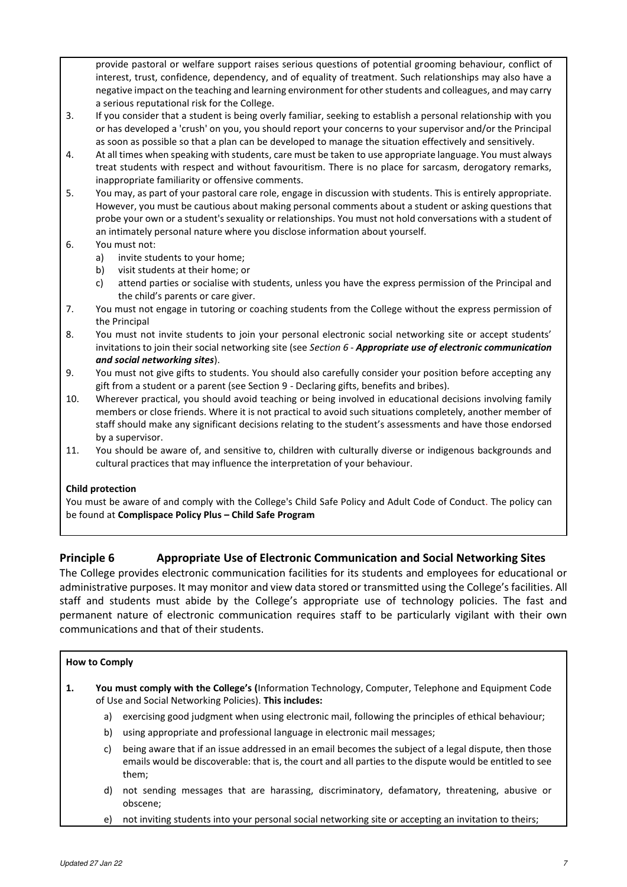provide pastoral or welfare support raises serious questions of potential grooming behaviour, conflict of interest, trust, confidence, dependency, and of equality of treatment. Such relationships may also have a negative impact on the teaching and learning environment for other students and colleagues, and may carry a serious reputational risk for the College.

3. If you consider that a student is being overly familiar, seeking to establish a personal relationship with you or has developed a 'crush' on you, you should report your concerns to your supervisor and/or the Principal as soon as possible so that a plan can be developed to manage the situation effectively and sensitively.
4. At all times when speaking with students, care must be taken to use appropriate language. You must always treat students with respect and without favouritism. There is no place for sarcasm, derogatory remarks, inappropriate familiarity or offensive comments.
5. You may, as part of your pastoral care role, engage in discussion with students. This is entirely appropriate. However, you must be cautious about making personal comments about a student or asking questions that probe your own or a student's sexuality or relationships. You must not hold conversations with a student of an intimately personal nature where you disclose information about yourself.
6. You must not:
   a) invite students to your home;
   b) visit students at their home; or
   c) attend parties or socialise with students, unless you have the express permission of the Principal and the child's parents or care giver.
7. You must not engage in tutoring or coaching students from the College without the express permission of the Principal
8. You must not invite students to join your personal electronic social networking site or accept students' invitations to join their social networking site (see *Section 6 - **Appropriate use of electronic communication and social networking sites***).
9. You must not give gifts to students. You should also carefully consider your position before accepting any gift from a student or a parent (see Section 9 - Declaring gifts, benefits and bribes).
10. Wherever practical, you should avoid teaching or being involved in educational decisions involving family members or close friends. Where it is not practical to avoid such situations completely, another member of staff should make any significant decisions relating to the student's assessments and have those endorsed by a supervisor.
11. You should be aware of, and sensitive to, children with culturally diverse or indigenous backgrounds and cultural practices that may influence the interpretation of your behaviour.

**Child protection**

You must be aware of and comply with the College's Child Safe Policy and Adult Code of Conduct. The policy can be found at **Complispace Policy Plus – Child Safe Program**

## Principle 6 Appropriate Use of Electronic Communication and Social Networking Sites

The College provides electronic communication facilities for its students and employees for educational or administrative purposes. It may monitor and view data stored or transmitted using the College's facilities. All staff and students must abide by the College's appropriate use of technology policies. The fast and permanent nature of electronic communication requires staff to be particularly vigilant with their own communications and that of their students.

**How to Comply**

1. **You must comply with the College's (**Information Technology, Computer, Telephone and Equipment Code of Use and Social Networking Policies). **This includes:**
   a) exercising good judgment when using electronic mail, following the principles of ethical behaviour;
   b) using appropriate and professional language in electronic mail messages;
   c) being aware that if an issue addressed in an email becomes the subject of a legal dispute, then those emails would be discoverable: that is, the court and all parties to the dispute would be entitled to see them;
   d) not sending messages that are harassing, discriminatory, defamatory, threatening, abusive or obscene;
   e) not inviting students into your personal social networking site or accepting an invitation to theirs;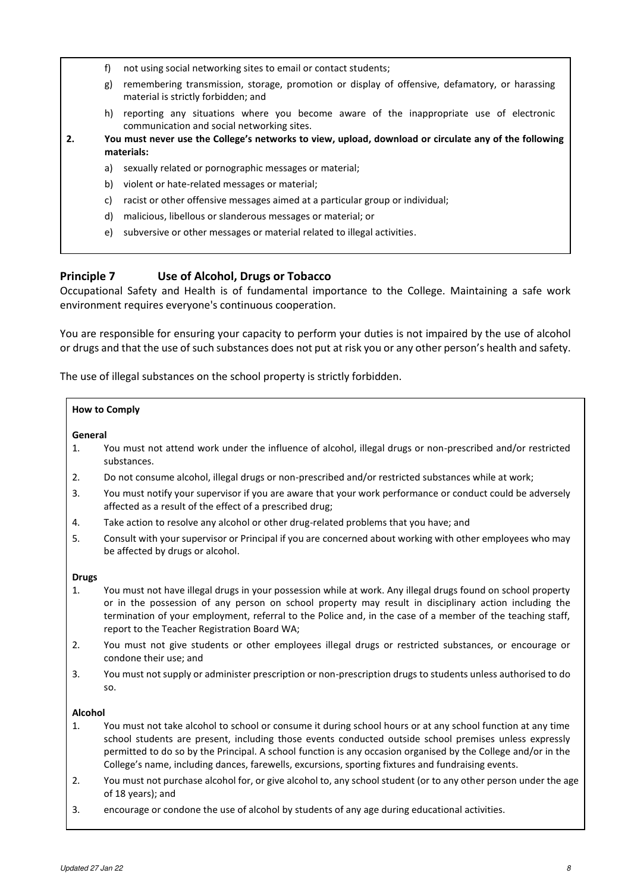f) not using social networking sites to email or contact students;

g) remembering transmission, storage, promotion or display of offensive, defamatory, or harassing material is strictly forbidden; and

h) reporting any situations where you become aware of the inappropriate use of electronic communication and social networking sites.

**2. You must never use the College's networks to view, upload, download or circulate any of the following materials:**

a) sexually related or pornographic messages or material;

b) violent or hate-related messages or material;

c) racist or other offensive messages aimed at a particular group or individual;

d) malicious, libellous or slanderous messages or material; or

e) subversive or other messages or material related to illegal activities.

## Principle 7 Use of Alcohol, Drugs or Tobacco

Occupational Safety and Health is of fundamental importance to the College. Maintaining a safe work environment requires everyone's continuous cooperation.

You are responsible for ensuring your capacity to perform your duties is not impaired by the use of alcohol or drugs and that the use of such substances does not put at risk you or any other person's health and safety.

The use of illegal substances on the school property is strictly forbidden.

**How to Comply**

**General**

1. You must not attend work under the influence of alcohol, illegal drugs or non-prescribed and/or restricted substances.
2. Do not consume alcohol, illegal drugs or non-prescribed and/or restricted substances while at work;
3. You must notify your supervisor if you are aware that your work performance or conduct could be adversely affected as a result of the effect of a prescribed drug;
4. Take action to resolve any alcohol or other drug-related problems that you have; and
5. Consult with your supervisor or Principal if you are concerned about working with other employees who may be affected by drugs or alcohol.

**Drugs**

1. You must not have illegal drugs in your possession while at work. Any illegal drugs found on school property or in the possession of any person on school property may result in disciplinary action including the termination of your employment, referral to the Police and, in the case of a member of the teaching staff, report to the Teacher Registration Board WA;
2. You must not give students or other employees illegal drugs or restricted substances, or encourage or condone their use; and
3. You must not supply or administer prescription or non-prescription drugs to students unless authorised to do so.

**Alcohol**

1. You must not take alcohol to school or consume it during school hours or at any school function at any time school students are present, including those events conducted outside school premises unless expressly permitted to do so by the Principal. A school function is any occasion organised by the College and/or in the College's name, including dances, farewells, excursions, sporting fixtures and fundraising events.
2. You must not purchase alcohol for, or give alcohol to, any school student (or to any other person under the age of 18 years); and
3. encourage or condone the use of alcohol by students of any age during educational activities.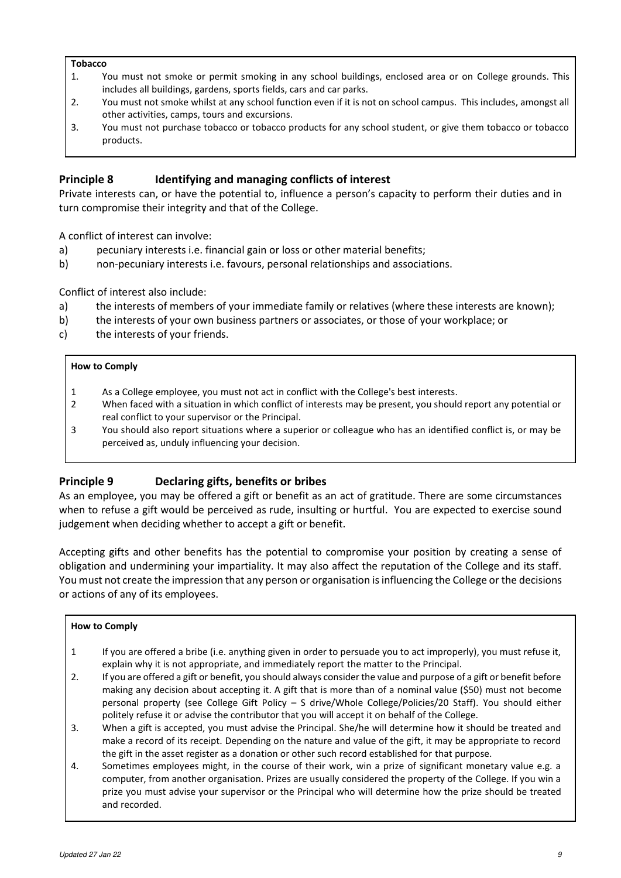**Tobacco**

1. You must not smoke or permit smoking in any school buildings, enclosed area or on College grounds. This includes all buildings, gardens, sports fields, cars and car parks.
2. You must not smoke whilst at any school function even if it is not on school campus. This includes, amongst all other activities, camps, tours and excursions.
3. You must not purchase tobacco or tobacco products for any school student, or give them tobacco or tobacco products.

## Principle 8 Identifying and managing conflicts of interest

Private interests can, or have the potential to, influence a person's capacity to perform their duties and in turn compromise their integrity and that of the College.

A conflict of interest can involve:

a) pecuniary interests i.e. financial gain or loss or other material benefits;
b) non-pecuniary interests i.e. favours, personal relationships and associations.

Conflict of interest also include:

a) the interests of members of your immediate family or relatives (where these interests are known);
b) the interests of your own business partners or associates, or those of your workplace; or
c) the interests of your friends.

**How to Comply**

1. As a College employee, you must not act in conflict with the College's best interests.
2. When faced with a situation in which conflict of interests may be present, you should report any potential or real conflict to your supervisor or the Principal.
3. You should also report situations where a superior or colleague who has an identified conflict is, or may be perceived as, unduly influencing your decision.

## Principle 9 Declaring gifts, benefits or bribes

As an employee, you may be offered a gift or benefit as an act of gratitude. There are some circumstances when to refuse a gift would be perceived as rude, insulting or hurtful. You are expected to exercise sound judgement when deciding whether to accept a gift or benefit.

Accepting gifts and other benefits has the potential to compromise your position by creating a sense of obligation and undermining your impartiality. It may also affect the reputation of the College and its staff. You must not create the impression that any person or organisation is influencing the College or the decisions or actions of any of its employees.

**How to Comply**

1. If you are offered a bribe (i.e. anything given in order to persuade you to act improperly), you must refuse it, explain why it is not appropriate, and immediately report the matter to the Principal.
2. If you are offered a gift or benefit, you should always consider the value and purpose of a gift or benefit before making any decision about accepting it. A gift that is more than of a nominal value ($50) must not become personal property (see College Gift Policy – S drive/Whole College/Policies/20 Staff). You should either politely refuse it or advise the contributor that you will accept it on behalf of the College.
3. When a gift is accepted, you must advise the Principal. She/he will determine how it should be treated and make a record of its receipt. Depending on the nature and value of the gift, it may be appropriate to record the gift in the asset register as a donation or other such record established for that purpose.
4. Sometimes employees might, in the course of their work, win a prize of significant monetary value e.g. a computer, from another organisation. Prizes are usually considered the property of the College. If you win a prize you must advise your supervisor or the Principal who will determine how the prize should be treated and recorded.

*Updated 27 Jan 22*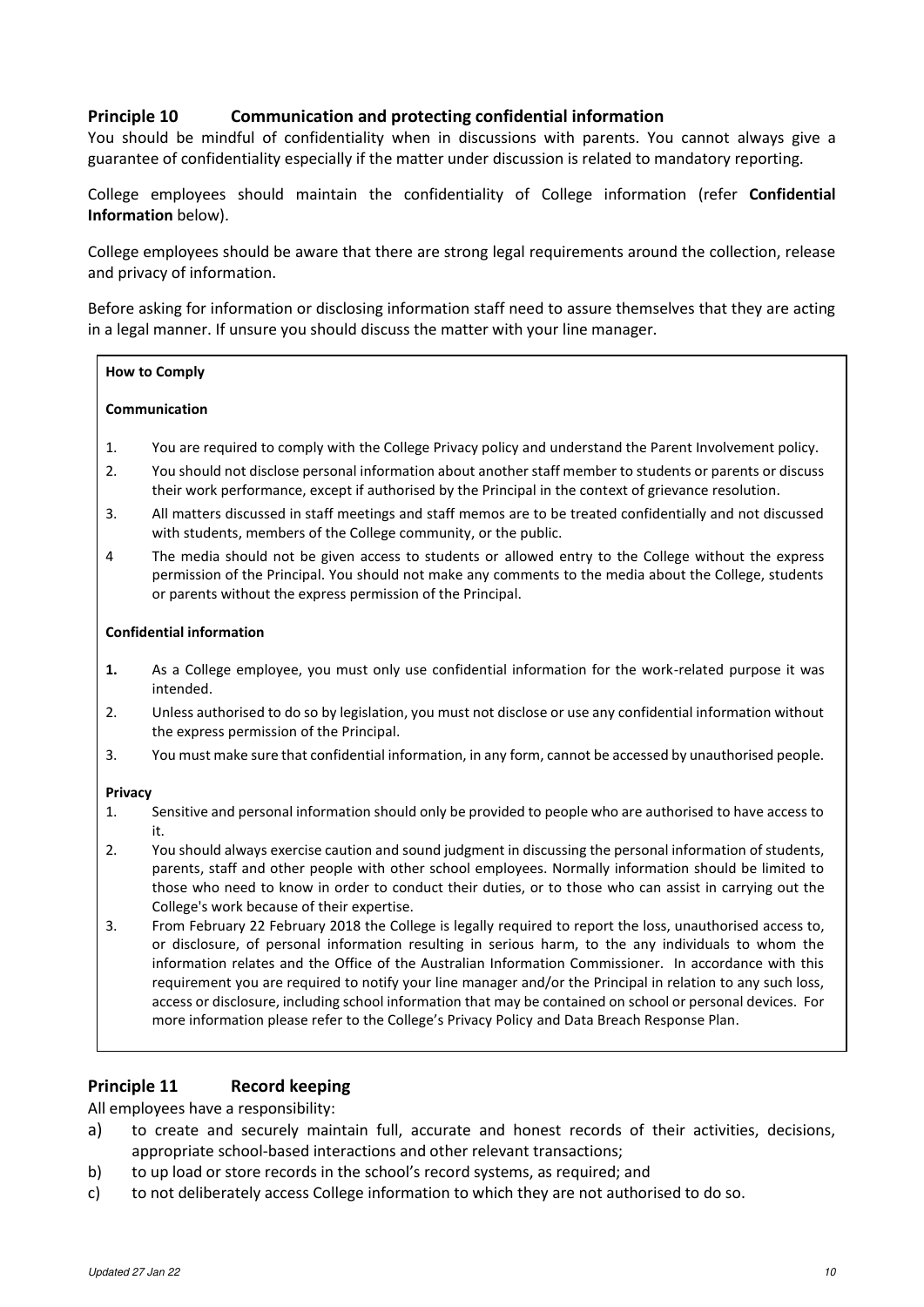## Principle 10 Communication and protecting confidential information

You should be mindful of confidentiality when in discussions with parents. You cannot always give a guarantee of confidentiality especially if the matter under discussion is related to mandatory reporting.

College employees should maintain the confidentiality of College information (refer **Confidential Information** below).

College employees should be aware that there are strong legal requirements around the collection, release and privacy of information.

Before asking for information or disclosing information staff need to assure themselves that they are acting in a legal manner. If unsure you should discuss the matter with your line manager.

**How to Comply**

**Communication**

1. You are required to comply with the College Privacy policy and understand the Parent Involvement policy.
2. You should not disclose personal information about another staff member to students or parents or discuss their work performance, except if authorised by the Principal in the context of grievance resolution.
3. All matters discussed in staff meetings and staff memos are to be treated confidentially and not discussed with students, members of the College community, or the public.
4. The media should not be given access to students or allowed entry to the College without the express permission of the Principal. You should not make any comments to the media about the College, students or parents without the express permission of the Principal.

**Confidential information**

1. As a College employee, you must only use confidential information for the work-related purpose it was intended.
2. Unless authorised to do so by legislation, you must not disclose or use any confidential information without the express permission of the Principal.
3. You must make sure that confidential information, in any form, cannot be accessed by unauthorised people.

**Privacy**

1. Sensitive and personal information should only be provided to people who are authorised to have access to it.
2. You should always exercise caution and sound judgment in discussing the personal information of students, parents, staff and other people with other school employees. Normally information should be limited to those who need to know in order to conduct their duties, or to those who can assist in carrying out the College's work because of their expertise.
3. From February 22 February 2018 the College is legally required to report the loss, unauthorised access to, or disclosure, of personal information resulting in serious harm, to the any individuals to whom the information relates and the Office of the Australian Information Commissioner. In accordance with this requirement you are required to notify your line manager and/or the Principal in relation to any such loss, access or disclosure, including school information that may be contained on school or personal devices. For more information please refer to the College's Privacy Policy and Data Breach Response Plan.

## Principle 11 Record keeping

All employees have a responsibility:

a) to create and securely maintain full, accurate and honest records of their activities, decisions, appropriate school-based interactions and other relevant transactions;
b) to up load or store records in the school's record systems, as required; and
c) to not deliberately access College information to which they are not authorised to do so.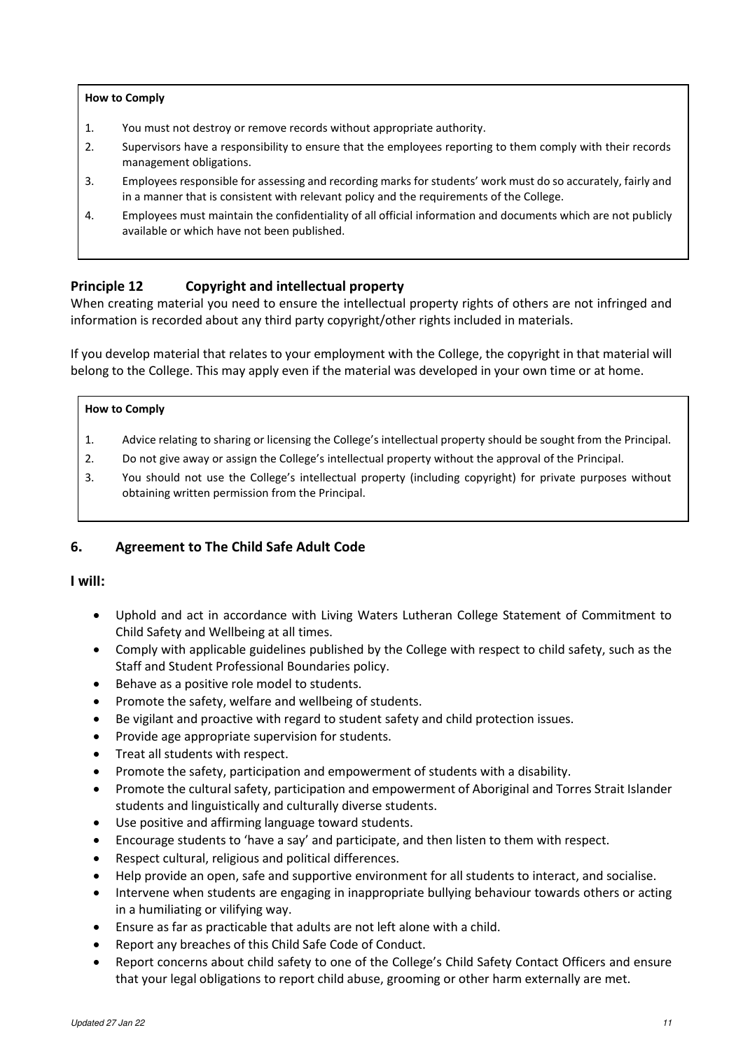**How to Comply**

1. You must not destroy or remove records without appropriate authority.
2. Supervisors have a responsibility to ensure that the employees reporting to them comply with their records management obligations.
3. Employees responsible for assessing and recording marks for students' work must do so accurately, fairly and in a manner that is consistent with relevant policy and the requirements of the College.
4. Employees must maintain the confidentiality of all official information and documents which are not publicly available or which have not been published.

### Principle 12 Copyright and intellectual property

When creating material you need to ensure the intellectual property rights of others are not infringed and information is recorded about any third party copyright/other rights included in materials.

If you develop material that relates to your employment with the College, the copyright in that material will belong to the College. This may apply even if the material was developed in your own time or at home.

**How to Comply**

1. Advice relating to sharing or licensing the College's intellectual property should be sought from the Principal.
2. Do not give away or assign the College's intellectual property without the approval of the Principal.
3. You should not use the College's intellectual property (including copyright) for private purposes without obtaining written permission from the Principal.

## 6. Agreement to The Child Safe Adult Code

**I will:**

- Uphold and act in accordance with Living Waters Lutheran College Statement of Commitment to Child Safety and Wellbeing at all times.
- Comply with applicable guidelines published by the College with respect to child safety, such as the Staff and Student Professional Boundaries policy.
- Behave as a positive role model to students.
- Promote the safety, welfare and wellbeing of students.
- Be vigilant and proactive with regard to student safety and child protection issues.
- Provide age appropriate supervision for students.
- Treat all students with respect.
- Promote the safety, participation and empowerment of students with a disability.
- Promote the cultural safety, participation and empowerment of Aboriginal and Torres Strait Islander students and linguistically and culturally diverse students.
- Use positive and affirming language toward students.
- Encourage students to 'have a say' and participate, and then listen to them with respect.
- Respect cultural, religious and political differences.
- Help provide an open, safe and supportive environment for all students to interact, and socialise.
- Intervene when students are engaging in inappropriate bullying behaviour towards others or acting in a humiliating or vilifying way.
- Ensure as far as practicable that adults are not left alone with a child.
- Report any breaches of this Child Safe Code of Conduct.
- Report concerns about child safety to one of the College's Child Safety Contact Officers and ensure that your legal obligations to report child abuse, grooming or other harm externally are met.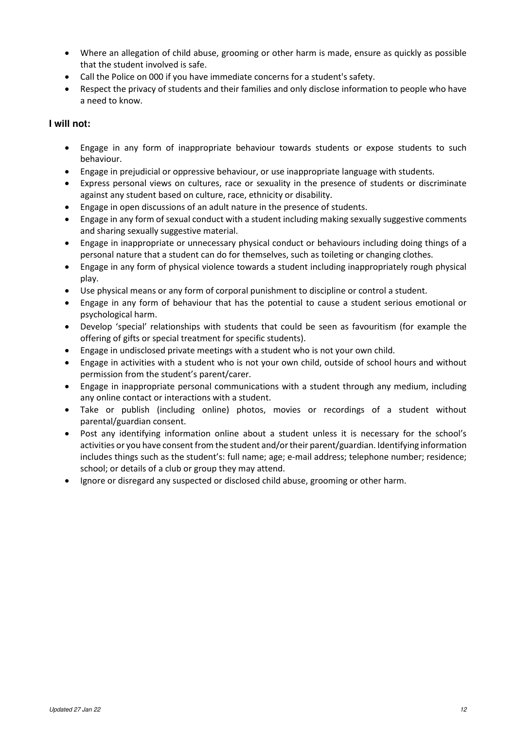- Where an allegation of child abuse, grooming or other harm is made, ensure as quickly as possible that the student involved is safe.
- Call the Police on 000 if you have immediate concerns for a student's safety.
- Respect the privacy of students and their families and only disclose information to people who have a need to know.

**I will not:**

- Engage in any form of inappropriate behaviour towards students or expose students to such behaviour.
- Engage in prejudicial or oppressive behaviour, or use inappropriate language with students.
- Express personal views on cultures, race or sexuality in the presence of students or discriminate against any student based on culture, race, ethnicity or disability.
- Engage in open discussions of an adult nature in the presence of students.
- Engage in any form of sexual conduct with a student including making sexually suggestive comments and sharing sexually suggestive material.
- Engage in inappropriate or unnecessary physical conduct or behaviours including doing things of a personal nature that a student can do for themselves, such as toileting or changing clothes.
- Engage in any form of physical violence towards a student including inappropriately rough physical play.
- Use physical means or any form of corporal punishment to discipline or control a student.
- Engage in any form of behaviour that has the potential to cause a student serious emotional or psychological harm.
- Develop 'special' relationships with students that could be seen as favouritism (for example the offering of gifts or special treatment for specific students).
- Engage in undisclosed private meetings with a student who is not your own child.
- Engage in activities with a student who is not your own child, outside of school hours and without permission from the student's parent/carer.
- Engage in inappropriate personal communications with a student through any medium, including any online contact or interactions with a student.
- Take or publish (including online) photos, movies or recordings of a student without parental/guardian consent.
- Post any identifying information online about a student unless it is necessary for the school's activities or you have consent from the student and/or their parent/guardian. Identifying information includes things such as the student's: full name; age; e-mail address; telephone number; residence; school; or details of a club or group they may attend.
- Ignore or disregard any suspected or disclosed child abuse, grooming or other harm.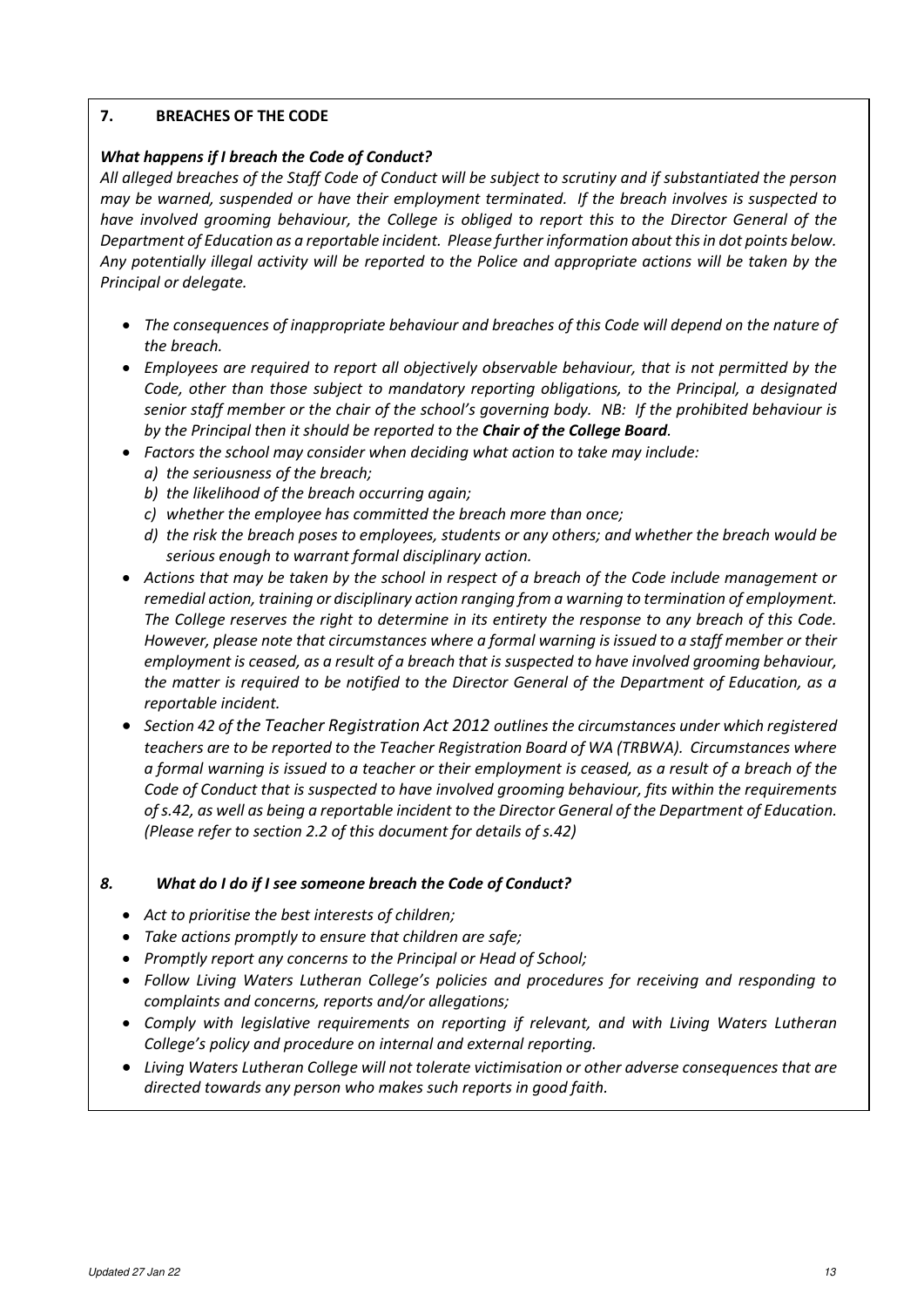## 7. BREACHES OF THE CODE

***What happens if I breach the Code of Conduct?***

*All alleged breaches of the Staff Code of Conduct will be subject to scrutiny and if substantiated the person may be warned, suspended or have their employment terminated. If the breach involves is suspected to have involved grooming behaviour, the College is obliged to report this to the Director General of the Department of Education as a reportable incident. Please further information about this in dot points below. Any potentially illegal activity will be reported to the Police and appropriate actions will be taken by the Principal or delegate.*

- *The consequences of inappropriate behaviour and breaches of this Code will depend on the nature of the breach.*
- *Employees are required to report all objectively observable behaviour, that is not permitted by the Code, other than those subject to mandatory reporting obligations, to the Principal, a designated senior staff member or the chair of the school's governing body. NB: If the prohibited behaviour is by the Principal then it should be reported to the* ***Chair of the College Board****.*
- *Factors the school may consider when deciding what action to take may include:*
  - *a) the seriousness of the breach;*
  - *b) the likelihood of the breach occurring again;*
  - *c) whether the employee has committed the breach more than once;*
  - *d) the risk the breach poses to employees, students or any others; and whether the breach would be serious enough to warrant formal disciplinary action.*
- *Actions that may be taken by the school in respect of a breach of the Code include management or remedial action, training or disciplinary action ranging from a warning to termination of employment. The College reserves the right to determine in its entirety the response to any breach of this Code. However, please note that circumstances where a formal warning is issued to a staff member or their employment is ceased, as a result of a breach that is suspected to have involved grooming behaviour, the matter is required to be notified to the Director General of the Department of Education, as a reportable incident.*
- *Section 42 of the Teacher Registration Act 2012 outlines the circumstances under which registered teachers are to be reported to the Teacher Registration Board of WA (TRBWA). Circumstances where a formal warning is issued to a teacher or their employment is ceased, as a result of a breach of the Code of Conduct that is suspected to have involved grooming behaviour, fits within the requirements of s.42, as well as being a reportable incident to the Director General of the Department of Education. (Please refer to section 2.2 of this document for details of s.42)*

## *8. What do I do if I see someone breach the Code of Conduct?*

- *Act to prioritise the best interests of children;*
- *Take actions promptly to ensure that children are safe;*
- *Promptly report any concerns to the Principal or Head of School;*
- *Follow Living Waters Lutheran College's policies and procedures for receiving and responding to complaints and concerns, reports and/or allegations;*
- *Comply with legislative requirements on reporting if relevant, and with Living Waters Lutheran College's policy and procedure on internal and external reporting.*
- *Living Waters Lutheran College will not tolerate victimisation or other adverse consequences that are directed towards any person who makes such reports in good faith.*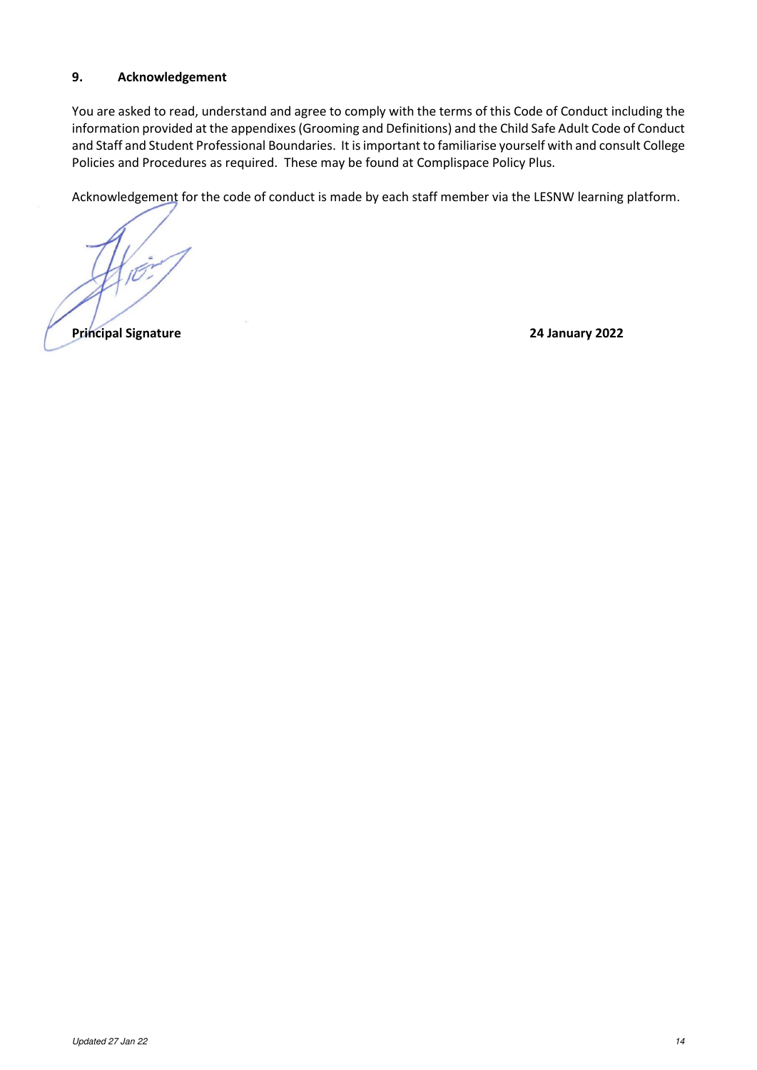## 9. Acknowledgement

You are asked to read, understand and agree to comply with the terms of this Code of Conduct including the information provided at the appendixes (Grooming and Definitions) and the Child Safe Adult Code of Conduct and Staff and Student Professional Boundaries. It is important to familiarise yourself with and consult College Policies and Procedures as required. These may be found at Complispace Policy Plus.

Acknowledgement for the code of conduct is made by each staff member via the LESNW learning platform.

**Principal Signature** **24 January 2022**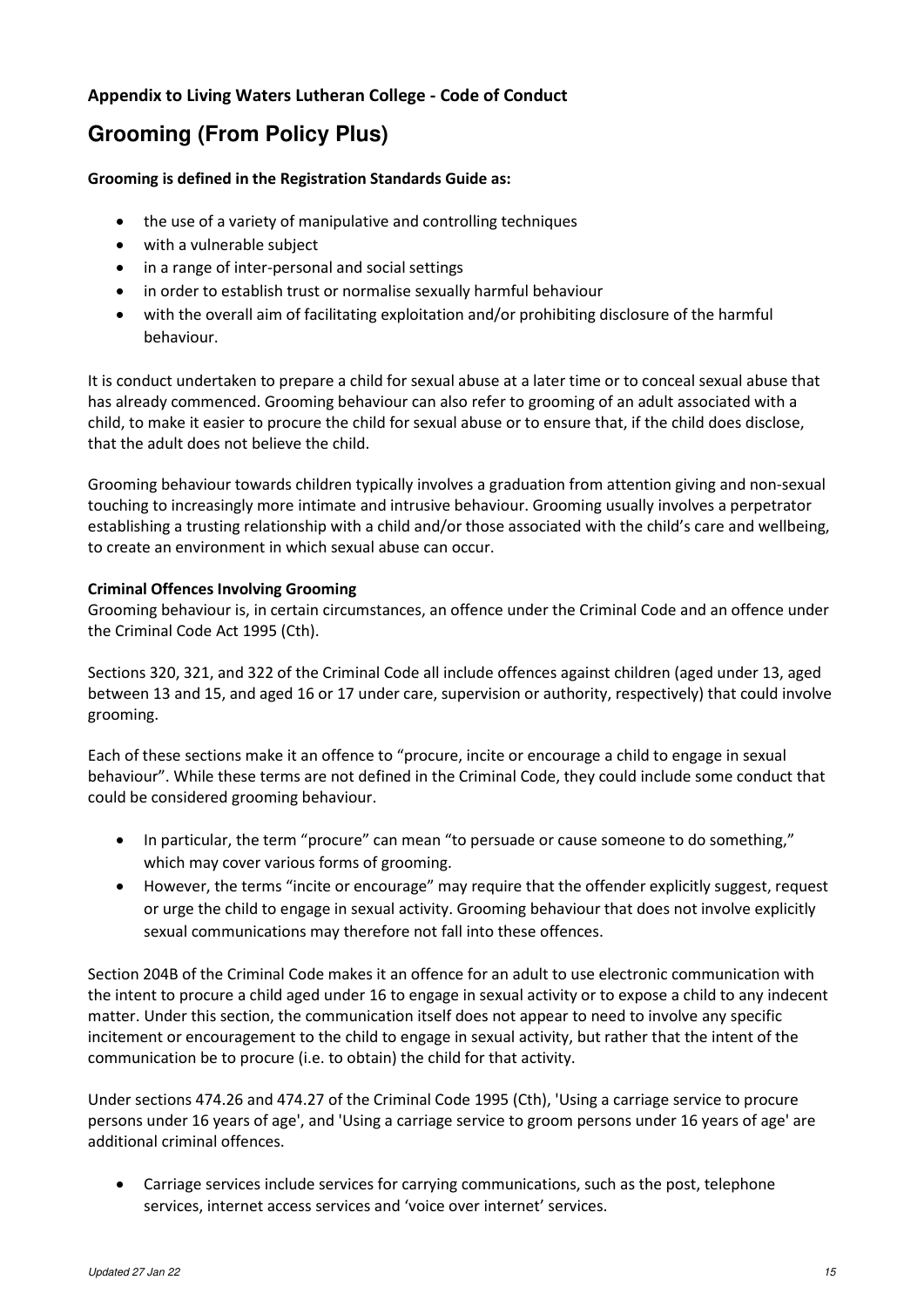**Appendix to Living Waters Lutheran College - Code of Conduct**

## Grooming (From Policy Plus)

**Grooming is defined in the Registration Standards Guide as:**

- the use of a variety of manipulative and controlling techniques
- with a vulnerable subject
- in a range of inter-personal and social settings
- in order to establish trust or normalise sexually harmful behaviour
- with the overall aim of facilitating exploitation and/or prohibiting disclosure of the harmful behaviour.

It is conduct undertaken to prepare a child for sexual abuse at a later time or to conceal sexual abuse that has already commenced. Grooming behaviour can also refer to grooming of an adult associated with a child, to make it easier to procure the child for sexual abuse or to ensure that, if the child does disclose, that the adult does not believe the child.

Grooming behaviour towards children typically involves a graduation from attention giving and non-sexual touching to increasingly more intimate and intrusive behaviour. Grooming usually involves a perpetrator establishing a trusting relationship with a child and/or those associated with the child's care and wellbeing, to create an environment in which sexual abuse can occur.

**Criminal Offences Involving Grooming**

Grooming behaviour is, in certain circumstances, an offence under the Criminal Code and an offence under the Criminal Code Act 1995 (Cth).

Sections 320, 321, and 322 of the Criminal Code all include offences against children (aged under 13, aged between 13 and 15, and aged 16 or 17 under care, supervision or authority, respectively) that could involve grooming.

Each of these sections make it an offence to "procure, incite or encourage a child to engage in sexual behaviour". While these terms are not defined in the Criminal Code, they could include some conduct that could be considered grooming behaviour.

- In particular, the term "procure" can mean "to persuade or cause someone to do something," which may cover various forms of grooming.
- However, the terms "incite or encourage" may require that the offender explicitly suggest, request or urge the child to engage in sexual activity. Grooming behaviour that does not involve explicitly sexual communications may therefore not fall into these offences.

Section 204B of the Criminal Code makes it an offence for an adult to use electronic communication with the intent to procure a child aged under 16 to engage in sexual activity or to expose a child to any indecent matter. Under this section, the communication itself does not appear to need to involve any specific incitement or encouragement to the child to engage in sexual activity, but rather that the intent of the communication be to procure (i.e. to obtain) the child for that activity.

Under sections 474.26 and 474.27 of the Criminal Code 1995 (Cth), 'Using a carriage service to procure persons under 16 years of age', and 'Using a carriage service to groom persons under 16 years of age' are additional criminal offences.

- Carriage services include services for carrying communications, such as the post, telephone services, internet access services and 'voice over internet' services.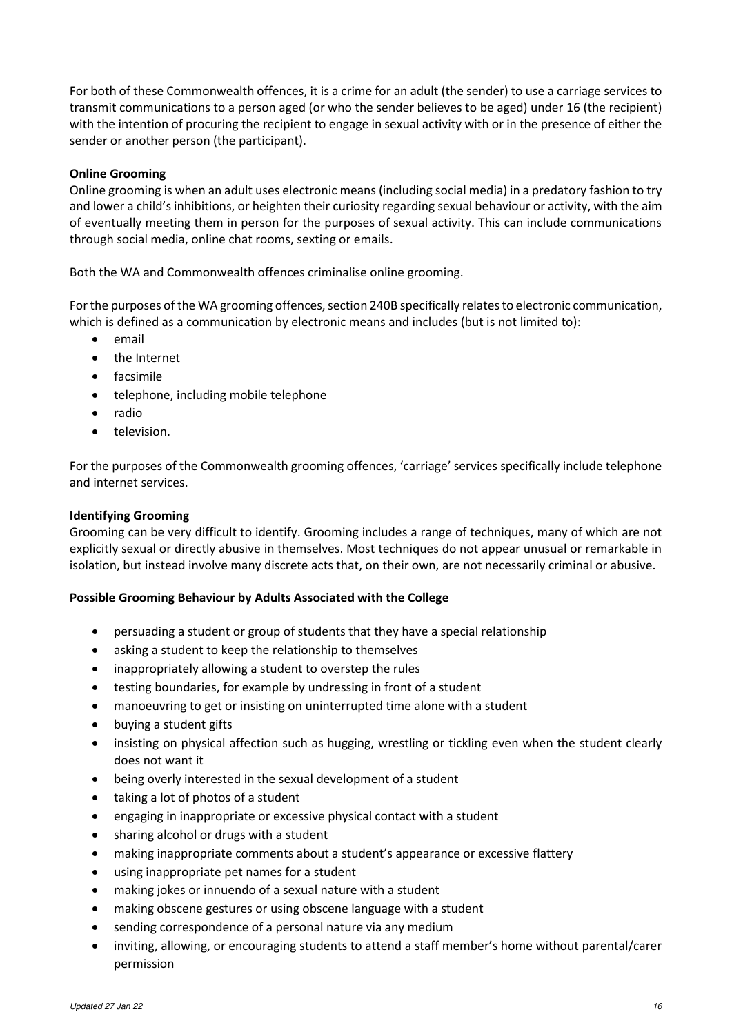For both of these Commonwealth offences, it is a crime for an adult (the sender) to use a carriage services to transmit communications to a person aged (or who the sender believes to be aged) under 16 (the recipient) with the intention of procuring the recipient to engage in sexual activity with or in the presence of either the sender or another person (the participant).

**Online Grooming**

Online grooming is when an adult uses electronic means (including social media) in a predatory fashion to try and lower a child's inhibitions, or heighten their curiosity regarding sexual behaviour or activity, with the aim of eventually meeting them in person for the purposes of sexual activity. This can include communications through social media, online chat rooms, sexting or emails.

Both the WA and Commonwealth offences criminalise online grooming.

For the purposes of the WA grooming offences, section 240B specifically relates to electronic communication, which is defined as a communication by electronic means and includes (but is not limited to):

- email
- the Internet
- facsimile
- telephone, including mobile telephone
- radio
- television.

For the purposes of the Commonwealth grooming offences, 'carriage' services specifically include telephone and internet services.

**Identifying Grooming**

Grooming can be very difficult to identify. Grooming includes a range of techniques, many of which are not explicitly sexual or directly abusive in themselves. Most techniques do not appear unusual or remarkable in isolation, but instead involve many discrete acts that, on their own, are not necessarily criminal or abusive.

**Possible Grooming Behaviour by Adults Associated with the College**

- persuading a student or group of students that they have a special relationship
- asking a student to keep the relationship to themselves
- inappropriately allowing a student to overstep the rules
- testing boundaries, for example by undressing in front of a student
- manoeuvring to get or insisting on uninterrupted time alone with a student
- buying a student gifts
- insisting on physical affection such as hugging, wrestling or tickling even when the student clearly does not want it
- being overly interested in the sexual development of a student
- taking a lot of photos of a student
- engaging in inappropriate or excessive physical contact with a student
- sharing alcohol or drugs with a student
- making inappropriate comments about a student's appearance or excessive flattery
- using inappropriate pet names for a student
- making jokes or innuendo of a sexual nature with a student
- making obscene gestures or using obscene language with a student
- sending correspondence of a personal nature via any medium
- inviting, allowing, or encouraging students to attend a staff member's home without parental/carer permission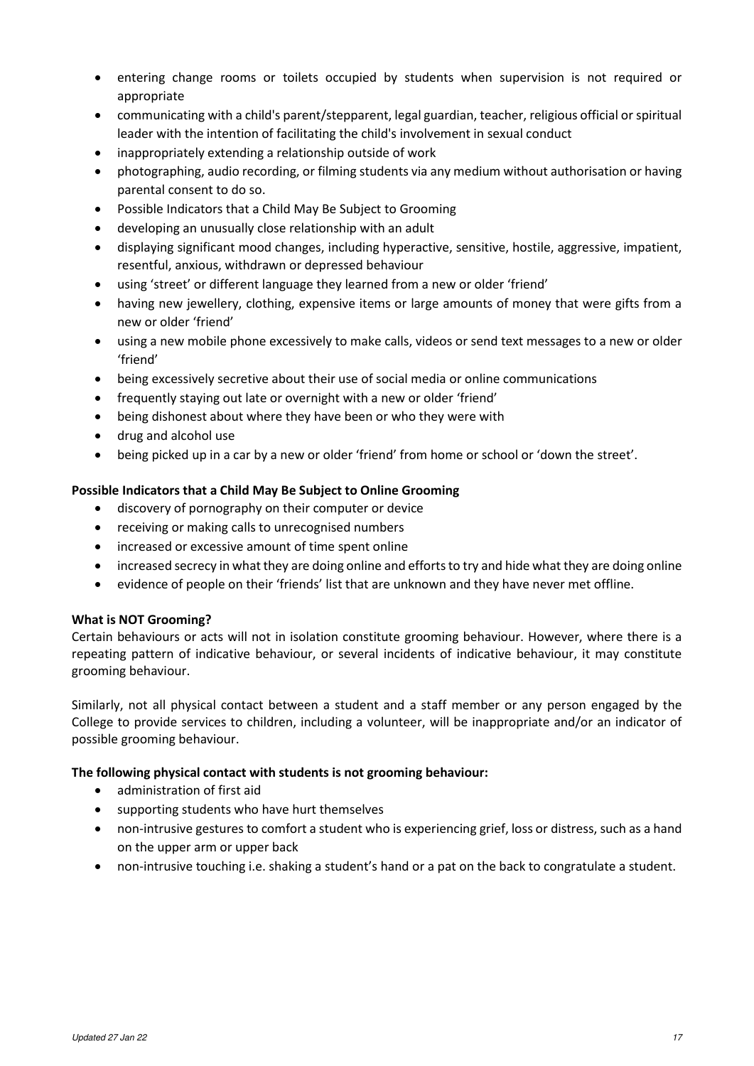- entering change rooms or toilets occupied by students when supervision is not required or appropriate
- communicating with a child's parent/stepparent, legal guardian, teacher, religious official or spiritual leader with the intention of facilitating the child's involvement in sexual conduct
- inappropriately extending a relationship outside of work
- photographing, audio recording, or filming students via any medium without authorisation or having parental consent to do so.
- Possible Indicators that a Child May Be Subject to Grooming
- developing an unusually close relationship with an adult
- displaying significant mood changes, including hyperactive, sensitive, hostile, aggressive, impatient, resentful, anxious, withdrawn or depressed behaviour
- using 'street' or different language they learned from a new or older 'friend'
- having new jewellery, clothing, expensive items or large amounts of money that were gifts from a new or older 'friend'
- using a new mobile phone excessively to make calls, videos or send text messages to a new or older 'friend'
- being excessively secretive about their use of social media or online communications
- frequently staying out late or overnight with a new or older 'friend'
- being dishonest about where they have been or who they were with
- drug and alcohol use
- being picked up in a car by a new or older 'friend' from home or school or 'down the street'.

**Possible Indicators that a Child May Be Subject to Online Grooming**

- discovery of pornography on their computer or device
- receiving or making calls to unrecognised numbers
- increased or excessive amount of time spent online
- increased secrecy in what they are doing online and efforts to try and hide what they are doing online
- evidence of people on their 'friends' list that are unknown and they have never met offline.

**What is NOT Grooming?**

Certain behaviours or acts will not in isolation constitute grooming behaviour. However, where there is a repeating pattern of indicative behaviour, or several incidents of indicative behaviour, it may constitute grooming behaviour.

Similarly, not all physical contact between a student and a staff member or any person engaged by the College to provide services to children, including a volunteer, will be inappropriate and/or an indicator of possible grooming behaviour.

**The following physical contact with students is not grooming behaviour:**

- administration of first aid
- supporting students who have hurt themselves
- non-intrusive gestures to comfort a student who is experiencing grief, loss or distress, such as a hand on the upper arm or upper back
- non-intrusive touching i.e. shaking a student's hand or a pat on the back to congratulate a student.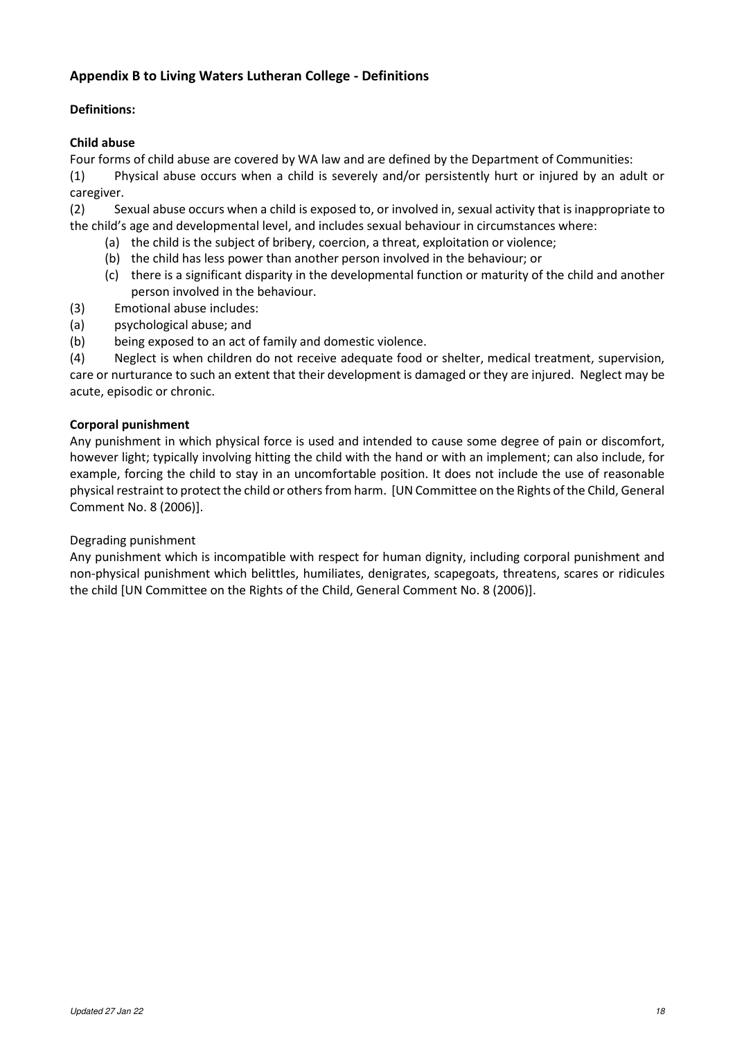## Appendix B to Living Waters Lutheran College - Definitions

**Definitions:**

**Child abuse**

Four forms of child abuse are covered by WA law and are defined by the Department of Communities:

(1) Physical abuse occurs when a child is severely and/or persistently hurt or injured by an adult or caregiver.

(2) Sexual abuse occurs when a child is exposed to, or involved in, sexual activity that is inappropriate to the child's age and developmental level, and includes sexual behaviour in circumstances where:

- (a) the child is the subject of bribery, coercion, a threat, exploitation or violence;
- (b) the child has less power than another person involved in the behaviour; or
- (c) there is a significant disparity in the developmental function or maturity of the child and another person involved in the behaviour.

(3) Emotional abuse includes:

(a) psychological abuse; and

(b) being exposed to an act of family and domestic violence.

(4) Neglect is when children do not receive adequate food or shelter, medical treatment, supervision, care or nurturance to such an extent that their development is damaged or they are injured. Neglect may be acute, episodic or chronic.

**Corporal punishment**

Any punishment in which physical force is used and intended to cause some degree of pain or discomfort, however light; typically involving hitting the child with the hand or with an implement; can also include, for example, forcing the child to stay in an uncomfortable position. It does not include the use of reasonable physical restraint to protect the child or others from harm. [UN Committee on the Rights of the Child, General Comment No. 8 (2006)].

Degrading punishment

Any punishment which is incompatible with respect for human dignity, including corporal punishment and non-physical punishment which belittles, humiliates, denigrates, scapegoats, threatens, scares or ridicules the child [UN Committee on the Rights of the Child, General Comment No. 8 (2006)].